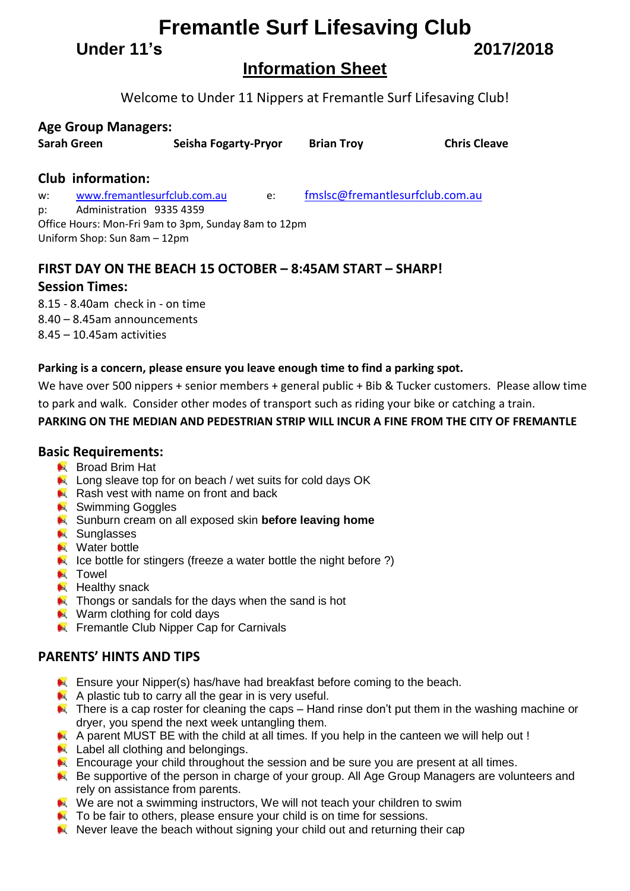# Fremantle Surf Lifesaving Club

**Under 11's** **2017/2018**

## Information Sheet

Welcome to Under 11 Nippers at Fremantle Surf Lifesaving Club!

### Age Group Managers:

**Sarah Green** **Seisha Fogarty-Pryor** **Brian Troy** **Chris Cleave**

### Club information:

w: www.fremantlesurfclub.com.au e: fmslsc@fremantlesurfclub.com.au
p: Administration 9335 4359
Office Hours: Mon-Fri 9am to 3pm, Sunday 8am to 12pm
Uniform Shop: Sun 8am – 12pm

### FIRST DAY ON THE BEACH 15 OCTOBER – 8:45AM START – SHARP!

### Session Times:

8.15 - 8.40am check in - on time
8.40 – 8.45am announcements
8.45 – 10.45am activities

**Parking is a concern, please ensure you leave enough time to find a parking spot.**

We have over 500 nippers + senior members + general public + Bib & Tucker customers. Please allow time to park and walk. Consider other modes of transport such as riding your bike or catching a train.

**PARKING ON THE MEDIAN AND PEDESTRIAN STRIP WILL INCUR A FINE FROM THE CITY OF FREMANTLE**

### Basic Requirements:

- Broad Brim Hat
- Long sleave top for on beach / wet suits for cold days OK
- Rash vest with name on front and back
- Swimming Goggles
- Sunburn cream on all exposed skin **before leaving home**
- Sunglasses
- Water bottle
- Ice bottle for stingers (freeze a water bottle the night before ?)
- Towel
- Healthy snack
- Thongs or sandals for the days when the sand is hot
- Warm clothing for cold days
- Fremantle Club Nipper Cap for Carnivals

### PARENTS' HINTS AND TIPS

- Ensure your Nipper(s) has/have had breakfast before coming to the beach.
- A plastic tub to carry all the gear in is very useful.
- There is a cap roster for cleaning the caps – Hand rinse don't put them in the washing machine or dryer, you spend the next week untangling them.
- A parent MUST BE with the child at all times. If you help in the canteen we will help out !
- Label all clothing and belongings.
- Encourage your child throughout the session and be sure you are present at all times.
- Be supportive of the person in charge of your group. All Age Group Managers are volunteers and rely on assistance from parents.
- We are not a swimming instructors, We will not teach your children to swim
- To be fair to others, please ensure your child is on time for sessions.
- Never leave the beach without signing your child out and returning their cap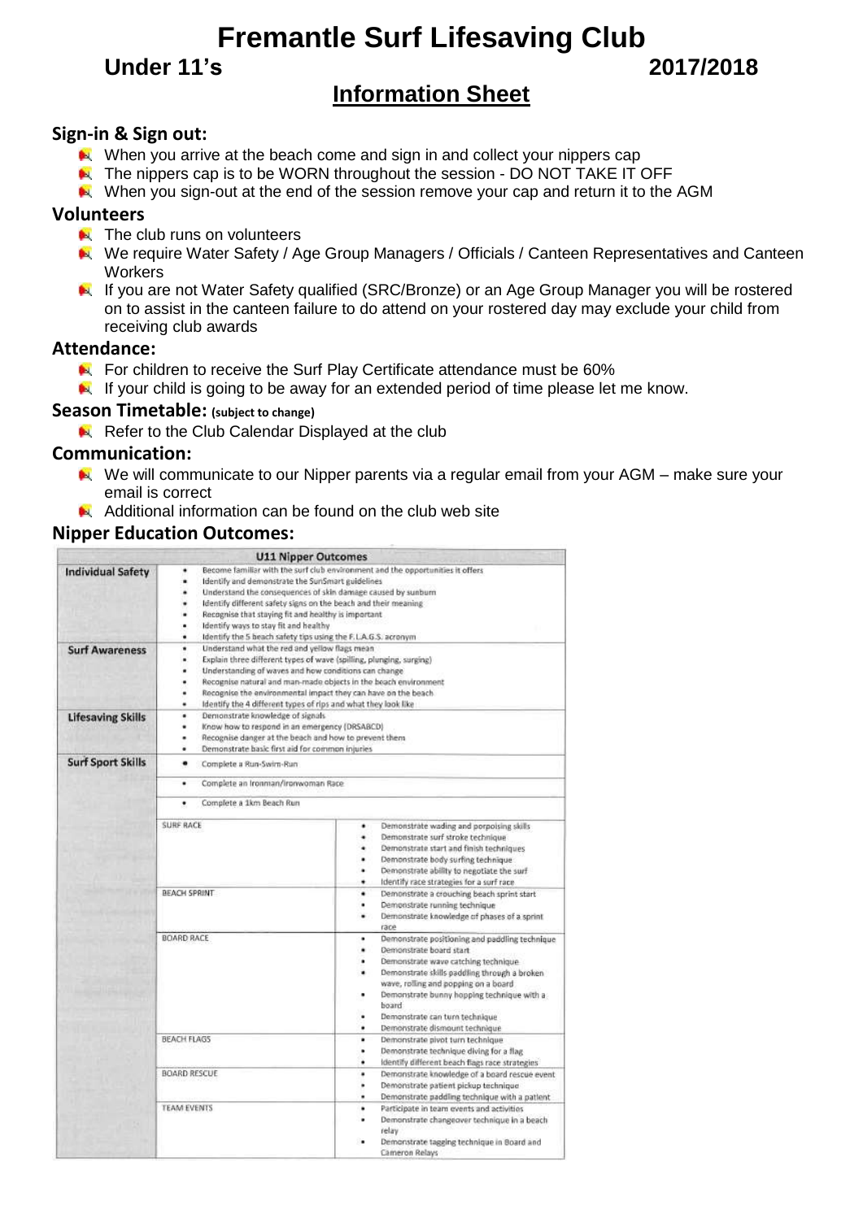# Fremantle Surf Lifesaving Club

**Under 11's** **2017/2018**

## Information Sheet

### Sign-in & Sign out:

- When you arrive at the beach come and sign in and collect your nippers cap
- The nippers cap is to be WORN throughout the session - DO NOT TAKE IT OFF
- When you sign-out at the end of the session remove your cap and return it to the AGM

### Volunteers

- The club runs on volunteers
- We require Water Safety / Age Group Managers / Officials / Canteen Representatives and Canteen Workers
- If you are not Water Safety qualified (SRC/Bronze) or an Age Group Manager you will be rostered on to assist in the canteen failure to do attend on your rostered day may exclude your child from receiving club awards

### Attendance:

- For children to receive the Surf Play Certificate attendance must be 60%
- If your child is going to be away for an extended period of time please let me know.

### Season Timetable: (subject to change)

- Refer to the Club Calendar Displayed at the club

### Communication:

- We will communicate to our Nipper parents via a regular email from your AGM – make sure your email is correct
- Additional information can be found on the club web site

### Nipper Education Outcomes:

| U11 Nipper Outcomes | | |
|---|---|---|
| **Individual Safety** | • Become familiar with the surf club environment and the opportunities it offers<br>• Identify and demonstrate the SunSmart guidelines<br>• Understand the consequences of skin damage caused by sunburn<br>• Identify different safety signs on the beach and their meaning<br>• Recognise that staying fit and healthy is important<br>• Identify ways to stay fit and healthy<br>• Identify the 5 beach safety tips using the F.L.A.G.S. acronym | |
| **Surf Awareness** | • Understand what the red and yellow flags mean<br>• Explain three different types of wave (spilling, plunging, surging)<br>• Understanding of waves and how conditions can change<br>• Recognise natural and man-made objects in the beach environment<br>• Recognise the environmental impact they can have on the beach<br>• Identify the 4 different types of rips and what they look like | |
| **Lifesaving Skills** | • Demonstrate knowledge of signals<br>• Know how to respond in an emergency (DRSABCD)<br>• Recognise danger at the beach and how to prevent them<br>• Demonstrate basic first aid for common injuries | |
| **Surf Sport Skills** | • Complete a Run-Swim-Run | |
| | • Complete an Ironman/Ironwoman Race | |
| | • Complete a 1km Beach Run | |
| | SURF RACE | • Demonstrate wading and porpoising skills<br>• Demonstrate surf stroke technique<br>• Demonstrate start and finish techniques<br>• Demonstrate body surfing technique<br>• Demonstrate ability to negotiate the surf<br>• Identify race strategies for a surf race |
| | BEACH SPRINT | • Demonstrate a crouching beach sprint start<br>• Demonstrate running technique<br>• Demonstrate knowledge of phases of a sprint race |
| | BOARD RACE | • Demonstrate positioning and paddling technique<br>• Demonstrate board start<br>• Demonstrate wave catching technique<br>• Demonstrate skills paddling through a broken wave, rolling and popping on a board<br>• Demonstrate bunny hopping technique with a board<br>• Demonstrate can turn technique<br>• Demonstrate dismount technique |
| | BEACH FLAGS | • Demonstrate pivot turn technique<br>• Demonstrate technique diving for a flag<br>• Identify different beach flags race strategies |
| | BOARD RESCUE | • Demonstrate knowledge of a board rescue event<br>• Demonstrate patient pickup technique<br>• Demonstrate paddling technique with a patient |
| | TEAM EVENTS | • Participate in team events and activities<br>• Demonstrate changeover technique in a beach relay<br>• Demonstrate tagging technique in Board and Cameron Relays |